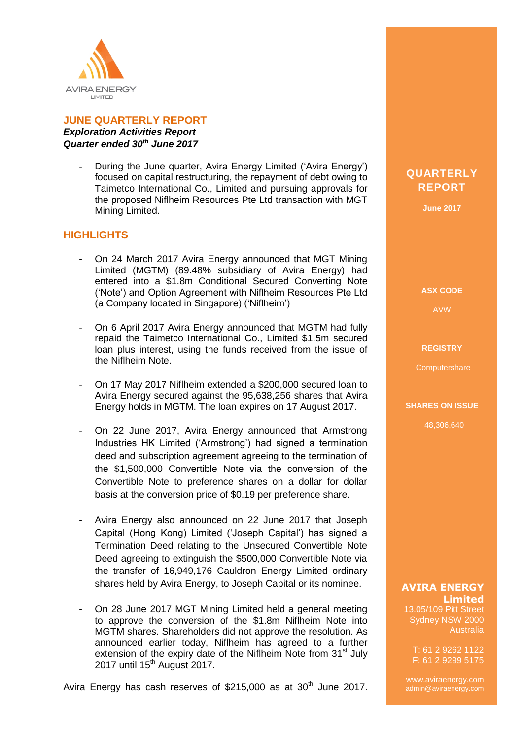AVIRA ENERGY LIMITED

# JUNE QUARTERLY REPORT

***Exploration Activities Report***
***Quarter ended 30th June 2017***

- During the June quarter, Avira Energy Limited ('Avira Energy') focused on capital restructuring, the repayment of debt owing to Taimetco International Co., Limited and pursuing approvals for the proposed Niflheim Resources Pte Ltd transaction with MGT Mining Limited.

## HIGHLIGHTS

- On 24 March 2017 Avira Energy announced that MGT Mining Limited (MGTM) (89.48% subsidiary of Avira Energy) had entered into a $1.8m Conditional Secured Converting Note ('Note') and Option Agreement with Niflheim Resources Pte Ltd (a Company located in Singapore) ('Niflheim')

- On 6 April 2017 Avira Energy announced that MGTM had fully repaid the Taimetco International Co., Limited $1.5m secured loan plus interest, using the funds received from the issue of the Niflheim Note.

- On 17 May 2017 Niflheim extended a $200,000 secured loan to Avira Energy secured against the 95,638,256 shares that Avira Energy holds in MGTM. The loan expires on 17 August 2017.

- On 22 June 2017, Avira Energy announced that Armstrong Industries HK Limited ('Armstrong') had signed a termination deed and subscription agreement agreeing to the termination of the $1,500,000 Convertible Note via the conversion of the Convertible Note to preference shares on a dollar for dollar basis at the conversion price of $0.19 per preference share.

- Avira Energy also announced on 22 June 2017 that Joseph Capital (Hong Kong) Limited ('Joseph Capital') has signed a Termination Deed relating to the Unsecured Convertible Note Deed agreeing to extinguish the $500,000 Convertible Note via the transfer of 16,949,176 Cauldron Energy Limited ordinary shares held by Avira Energy, to Joseph Capital or its nominee.

- On 28 June 2017 MGT Mining Limited held a general meeting to approve the conversion of the $1.8m Niflheim Note into MGTM shares. Shareholders did not approve the resolution. As announced earlier today, Niflheim has agreed to a further extension of the expiry date of the Niflheim Note from 31st July 2017 until 15th August 2017.

Avira Energy has cash reserves of $215,000 as at 30th June 2017.

**QUARTERLY REPORT**

**June 2017**

**ASX CODE**

AVW

**REGISTRY**

Computershare

**SHARES ON ISSUE**

48,306,640

**AVIRA ENERGY Limited**
13.05/109 Pitt Street
Sydney NSW 2000
Australia

T: 61 2 9262 1122
F: 61 2 9299 5175

www.aviraenergy.com
admin@aviraenergy.com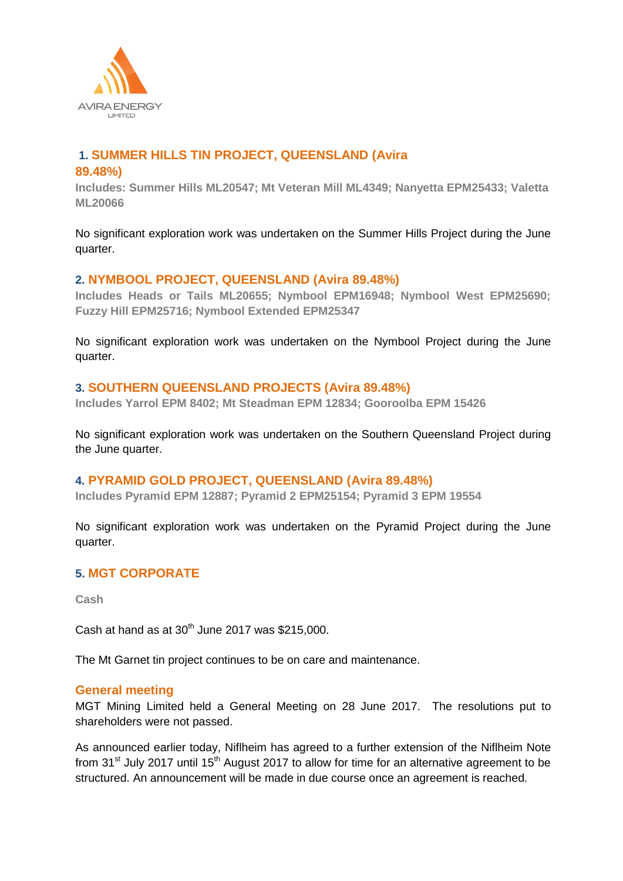## 1. SUMMER HILLS TIN PROJECT, QUEENSLAND (Avira 89.48%)

**Includes: Summer Hills ML20547; Mt Veteran Mill ML4349; Nanyetta EPM25433; Valetta ML20066**

No significant exploration work was undertaken on the Summer Hills Project during the June quarter.

## 2. NYMBOOL PROJECT, QUEENSLAND (Avira 89.48%)

**Includes Heads or Tails ML20655; Nymbool EPM16948; Nymbool West EPM25690; Fuzzy Hill EPM25716; Nymbool Extended EPM25347**

No significant exploration work was undertaken on the Nymbool Project during the June quarter.

## 3. SOUTHERN QUEENSLAND PROJECTS (Avira 89.48%)

**Includes Yarrol EPM 8402; Mt Steadman EPM 12834; Gooroolba EPM 15426**

No significant exploration work was undertaken on the Southern Queensland Project during the June quarter.

## 4. PYRAMID GOLD PROJECT, QUEENSLAND (Avira 89.48%)

**Includes Pyramid EPM 12887; Pyramid 2 EPM25154; Pyramid 3 EPM 19554**

No significant exploration work was undertaken on the Pyramid Project during the June quarter.

## 5. MGT CORPORATE

**Cash**

Cash at hand as at 30th June 2017 was $215,000.

The Mt Garnet tin project continues to be on care and maintenance.

### General meeting

MGT Mining Limited held a General Meeting on 28 June 2017. The resolutions put to shareholders were not passed.

As announced earlier today, Niflheim has agreed to a further extension of the Niflheim Note from 31st July 2017 until 15th August 2017 to allow for time for an alternative agreement to be structured. An announcement will be made in due course once an agreement is reached.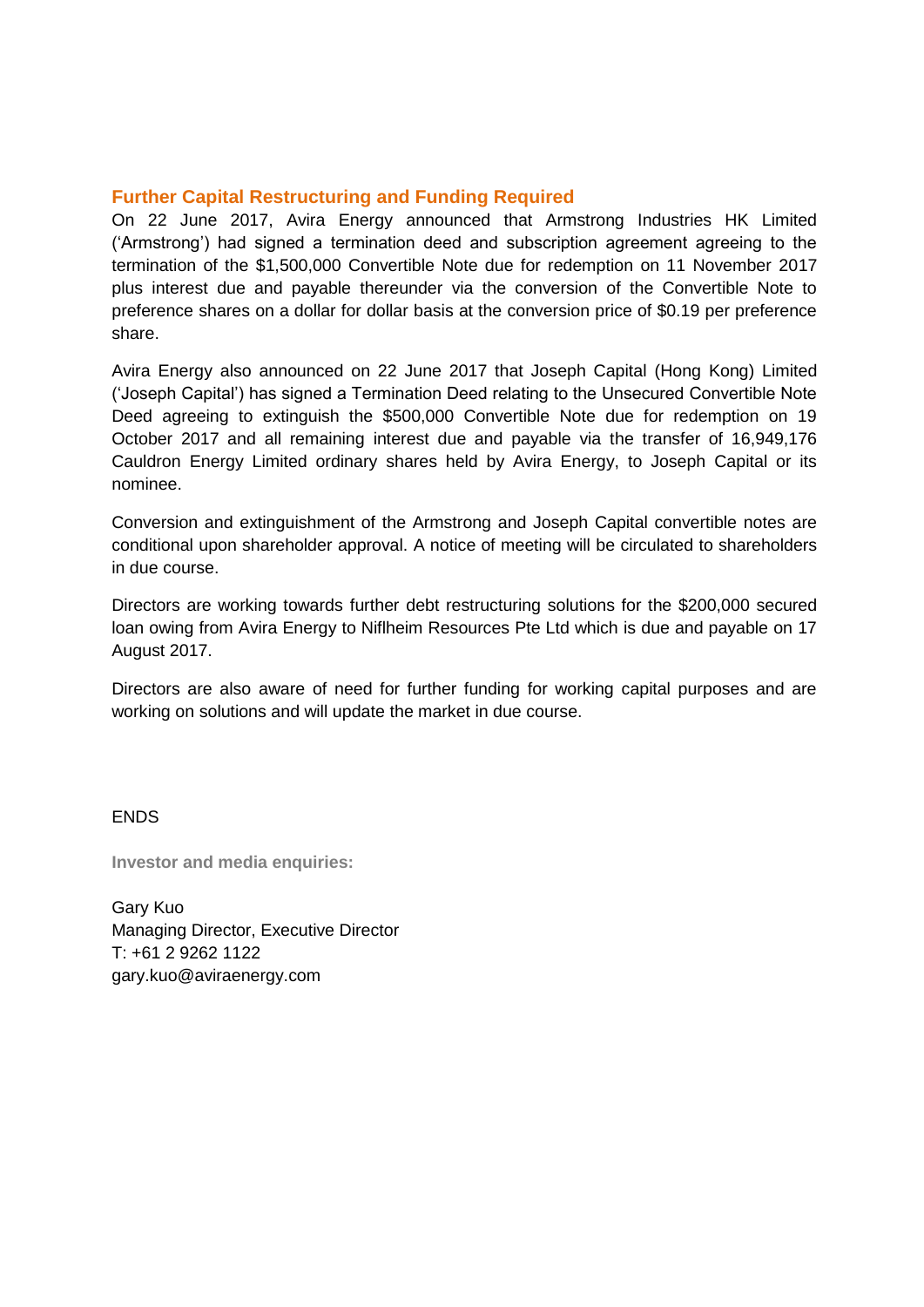## Further Capital Restructuring and Funding Required

On 22 June 2017, Avira Energy announced that Armstrong Industries HK Limited ('Armstrong') had signed a termination deed and subscription agreement agreeing to the termination of the $1,500,000 Convertible Note due for redemption on 11 November 2017 plus interest due and payable thereunder via the conversion of the Convertible Note to preference shares on a dollar for dollar basis at the conversion price of $0.19 per preference share.

Avira Energy also announced on 22 June 2017 that Joseph Capital (Hong Kong) Limited ('Joseph Capital') has signed a Termination Deed relating to the Unsecured Convertible Note Deed agreeing to extinguish the $500,000 Convertible Note due for redemption on 19 October 2017 and all remaining interest due and payable via the transfer of 16,949,176 Cauldron Energy Limited ordinary shares held by Avira Energy, to Joseph Capital or its nominee.

Conversion and extinguishment of the Armstrong and Joseph Capital convertible notes are conditional upon shareholder approval. A notice of meeting will be circulated to shareholders in due course.

Directors are working towards further debt restructuring solutions for the $200,000 secured loan owing from Avira Energy to Niflheim Resources Pte Ltd which is due and payable on 17 August 2017.

Directors are also aware of need for further funding for working capital purposes and are working on solutions and will update the market in due course.

ENDS

**Investor and media enquiries:**

Gary Kuo
Managing Director, Executive Director
T: +61 2 9262 1122
gary.kuo@aviraenergy.com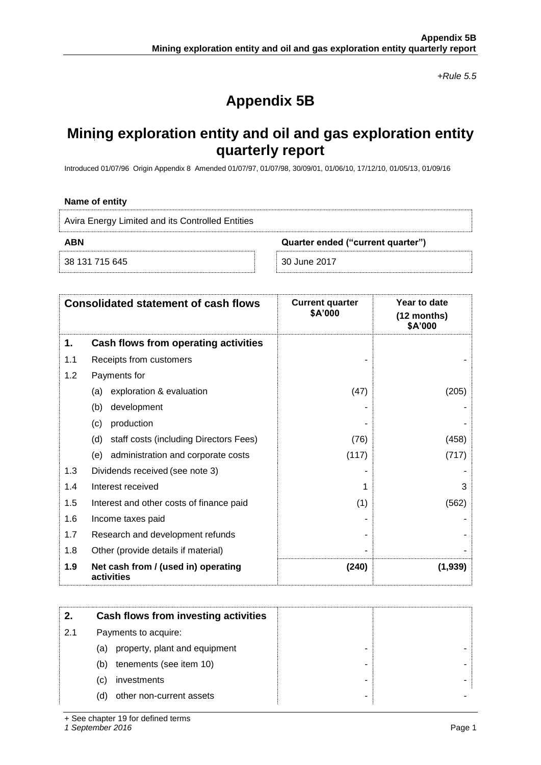*+Rule 5.5*

# Appendix 5B

## Mining exploration entity and oil and gas exploration entity quarterly report

Introduced 01/07/96 Origin Appendix 8 Amended 01/07/97, 01/07/98, 30/09/01, 01/06/10, 17/12/10, 01/05/13, 01/09/16

**Name of entity**

Avira Energy Limited and its Controlled Entities

| **ABN** | **Quarter ended ("current quarter")** |
|---|---|
| 38 131 715 645 | 30 June 2017 |

| | **Consolidated statement of cash flows** | **Current quarter $A'000** | **Year to date (12 months) $A'000** |
|---|---|---|---|
| **1.** | **Cash flows from operating activities** | | |
| 1.1 | Receipts from customers | - | - |
| 1.2 | Payments for | | |
| | (a) exploration & evaluation | (47) | (205) |
| | (b) development | - | - |
| | (c) production | - | - |
| | (d) staff costs (including Directors Fees) | (76) | (458) |
| | (e) administration and corporate costs | (117) | (717) |
| 1.3 | Dividends received (see note 3) | - | - |
| 1.4 | Interest received | 1 | 3 |
| 1.5 | Interest and other costs of finance paid | (1) | (562) |
| 1.6 | Income taxes paid | - | - |
| 1.7 | Research and development refunds | - | - |
| 1.8 | Other (provide details if material) | - | - |
| **1.9** | **Net cash from / (used in) operating activities** | **(240)** | **(1,939)** |

| **2.** | **Cash flows from investing activities** | | |
|---|---|---|---|
| 2.1 | Payments to acquire: | | |
| | (a) property, plant and equipment | - | - |
| | (b) tenements (see item 10) | - | - |
| | (c) investments | - | - |
| | (d) other non-current assets | - | - |

+ See chapter 19 for defined terms
*1 September 2016*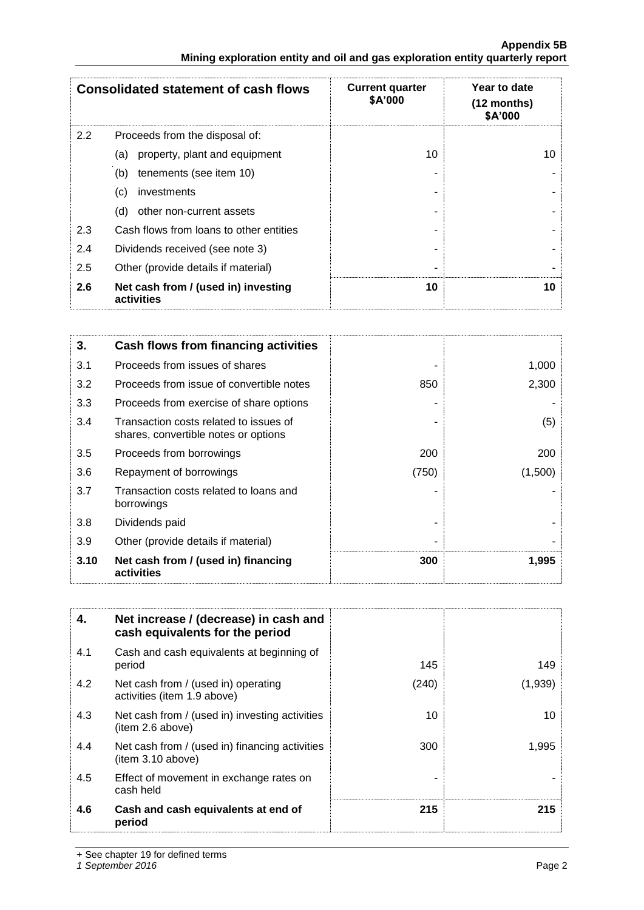| Consolidated statement of cash flows | | Current quarter $A'000 | Year to date (12 months) $A'000 |
|---|---|---|---|
| 2.2 | Proceeds from the disposal of: | | |
| | (a) property, plant and equipment | 10 | 10 |
| | (b) tenements (see item 10) | - | - |
| | (c) investments | - | - |
| | (d) other non-current assets | - | - |
| 2.3 | Cash flows from loans to other entities | - | - |
| 2.4 | Dividends received (see note 3) | - | - |
| 2.5 | Other (provide details if material) | - | - |
| **2.6** | **Net cash from / (used in) investing activities** | **10** | **10** |

| **3.** | **Cash flows from financing activities** | | |
|---|---|---|---|
| 3.1 | Proceeds from issues of shares | - | 1,000 |
| 3.2 | Proceeds from issue of convertible notes | 850 | 2,300 |
| 3.3 | Proceeds from exercise of share options | - | - |
| 3.4 | Transaction costs related to issues of shares, convertible notes or options | - | (5) |
| 3.5 | Proceeds from borrowings | 200 | 200 |
| 3.6 | Repayment of borrowings | (750) | (1,500) |
| 3.7 | Transaction costs related to loans and borrowings | - | - |
| 3.8 | Dividends paid | - | - |
| 3.9 | Other (provide details if material) | - | - |
| **3.10** | **Net cash from / (used in) financing activities** | **300** | **1,995** |

| **4.** | **Net increase / (decrease) in cash and cash equivalents for the period** | | |
|---|---|---|---|
| 4.1 | Cash and cash equivalents at beginning of period | 145 | 149 |
| 4.2 | Net cash from / (used in) operating activities (item 1.9 above) | (240) | (1,939) |
| 4.3 | Net cash from / (used in) investing activities (item 2.6 above) | 10 | 10 |
| 4.4 | Net cash from / (used in) financing activities (item 3.10 above) | 300 | 1,995 |
| 4.5 | Effect of movement in exchange rates on cash held | - | - |
| **4.6** | **Cash and cash equivalents at end of period** | **215** | **215** |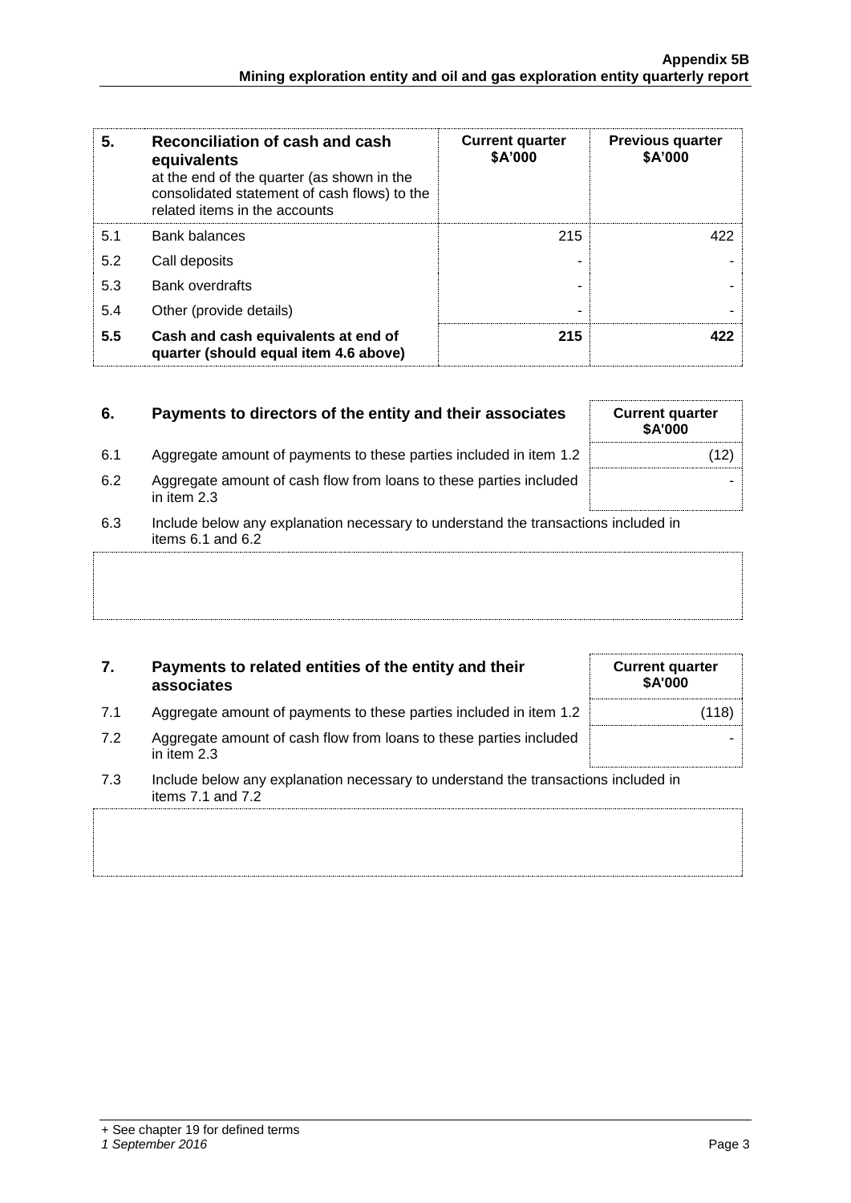| 5. | Reconciliation of cash and cash equivalents at the end of the quarter (as shown in the consolidated statement of cash flows) to the related items in the accounts | Current quarter $A'000 | Previous quarter $A'000 |
|---|---|---|---|
| 5.1 | Bank balances | 215 | 422 |
| 5.2 | Call deposits | - | - |
| 5.3 | Bank overdrafts | - | - |
| 5.4 | Other (provide details) | - | - |
| **5.5** | **Cash and cash equivalents at end of quarter (should equal item 4.6 above)** | **215** | **422** |

| 6. | Payments to directors of the entity and their associates | Current quarter $A'000 |
|---|---|---|
| 6.1 | Aggregate amount of payments to these parties included in item 1.2 | (12) |
| 6.2 | Aggregate amount of cash flow from loans to these parties included in item 2.3 | - |

6.3 Include below any explanation necessary to understand the transactions included in items 6.1 and 6.2

| 7. | Payments to related entities of the entity and their associates | Current quarter $A'000 |
|---|---|---|
| 7.1 | Aggregate amount of payments to these parties included in item 1.2 | (118) |
| 7.2 | Aggregate amount of cash flow from loans to these parties included in item 2.3 | - |

7.3 Include below any explanation necessary to understand the transactions included in items 7.1 and 7.2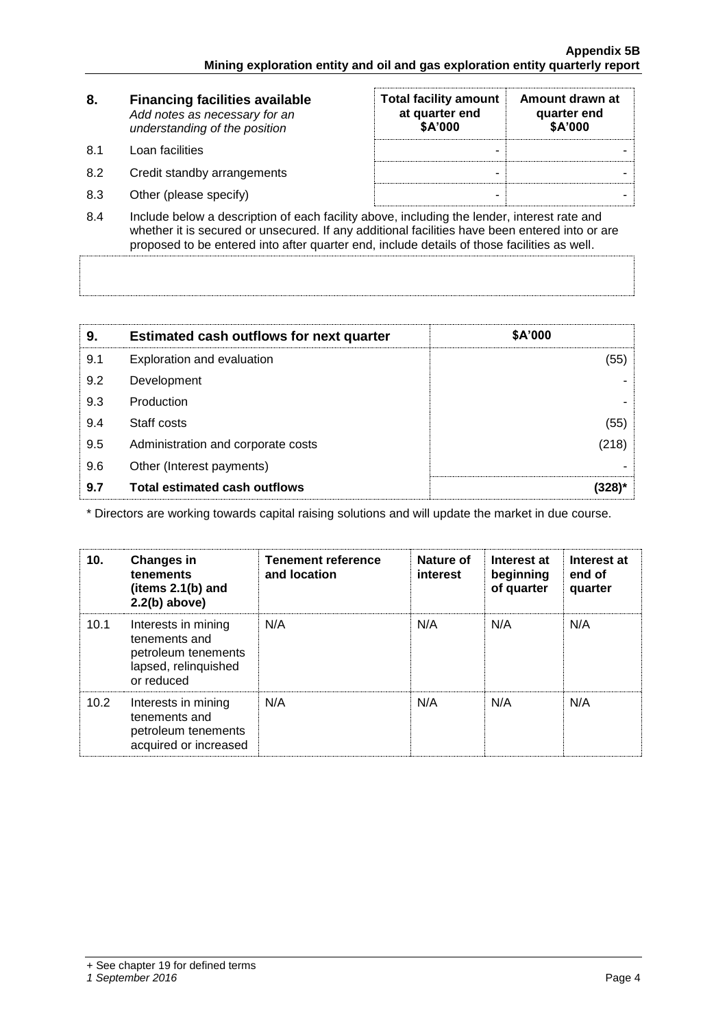| 8. | Financing facilities available *Add notes as necessary for an understanding of the position* | Total facility amount at quarter end $A'000 | Amount drawn at quarter end $A'000 |
|---|---|---|---|
| 8.1 | Loan facilities | - | - |
| 8.2 | Credit standby arrangements | - | - |
| 8.3 | Other (please specify) | - | - |

8.4 Include below a description of each facility above, including the lender, interest rate and whether it is secured or unsecured. If any additional facilities have been entered into or are proposed to be entered into after quarter end, include details of those facilities as well.

| 9. | Estimated cash outflows for next quarter | $A'000 |
|---|---|---|
| 9.1 | Exploration and evaluation | (55) |
| 9.2 | Development | - |
| 9.3 | Production | - |
| 9.4 | Staff costs | (55) |
| 9.5 | Administration and corporate costs | (218) |
| 9.6 | Other (Interest payments) | - |
| **9.7** | **Total estimated cash outflows** | **(328)*** |

* Directors are working towards capital raising solutions and will update the market in due course.

| 10. | Changes in tenements (items 2.1(b) and 2.2(b) above) | Tenement reference and location | Nature of interest | Interest at beginning of quarter | Interest at end of quarter |
|---|---|---|---|---|---|
| 10.1 | Interests in mining tenements and petroleum tenements lapsed, relinquished or reduced | N/A | N/A | N/A | N/A |
| 10.2 | Interests in mining tenements and petroleum tenements acquired or increased | N/A | N/A | N/A | N/A |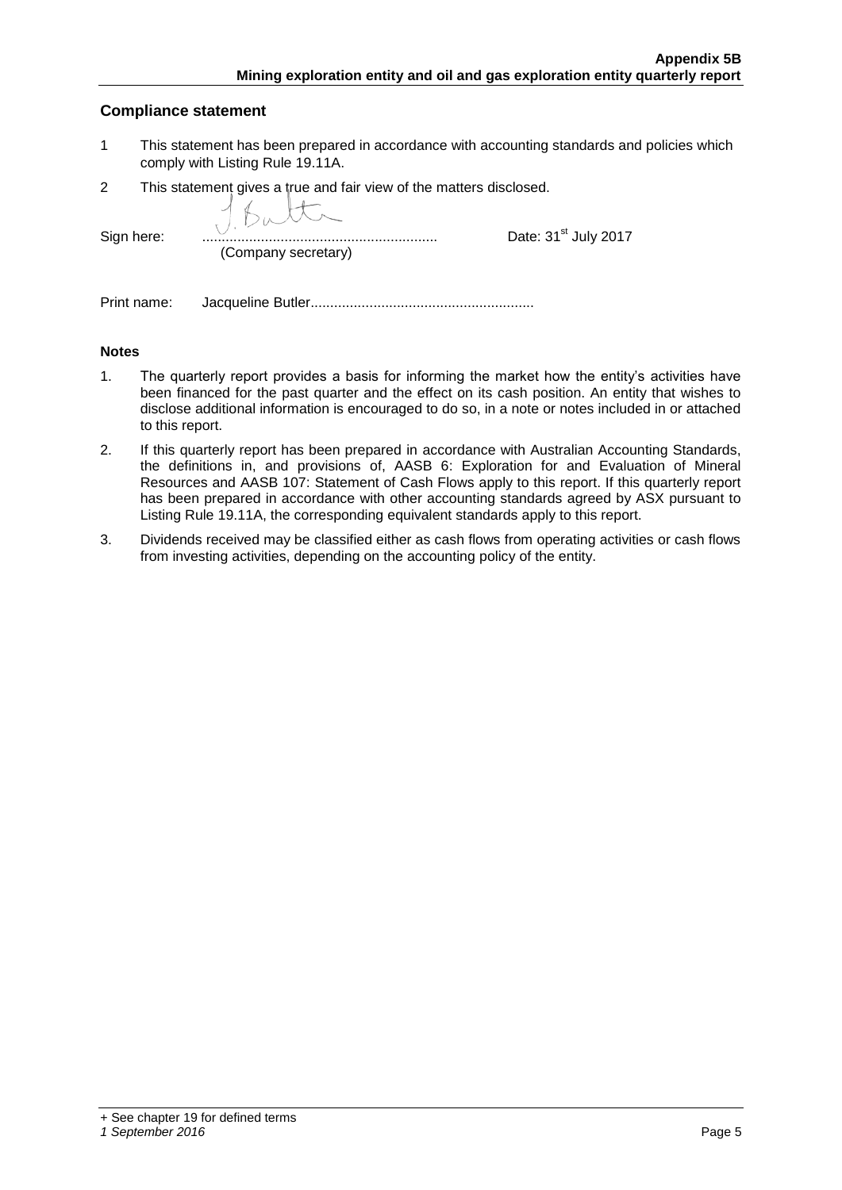## Compliance statement

1 This statement has been prepared in accordance with accounting standards and policies which comply with Listing Rule 19.11A.

2 This statement gives a true and fair view of the matters disclosed.

Sign here: ............................................................ (Company secretary) Date: 31st July 2017

Print name: Jacqueline Butler........................................................

**Notes**

1. The quarterly report provides a basis for informing the market how the entity's activities have been financed for the past quarter and the effect on its cash position. An entity that wishes to disclose additional information is encouraged to do so, in a note or notes included in or attached to this report.
2. If this quarterly report has been prepared in accordance with Australian Accounting Standards, the definitions in, and provisions of, AASB 6: Exploration for and Evaluation of Mineral Resources and AASB 107: Statement of Cash Flows apply to this report. If this quarterly report has been prepared in accordance with other accounting standards agreed by ASX pursuant to Listing Rule 19.11A, the corresponding equivalent standards apply to this report.
3. Dividends received may be classified either as cash flows from operating activities or cash flows from investing activities, depending on the accounting policy of the entity.